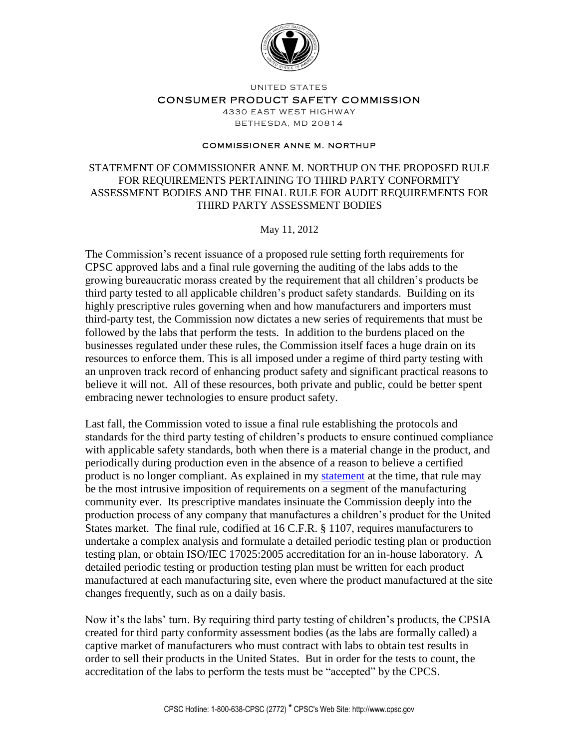UNITED STATES

CONSUMER PRODUCT SAFETY COMMISSION

4330 EAST WEST HIGHWAY

BETHESDA, MD 20814

COMMISSIONER ANNE M. NORTHUP

# STATEMENT OF COMMISSIONER ANNE M. NORTHUP ON THE PROPOSED RULE FOR REQUIREMENTS PERTAINING TO THIRD PARTY CONFORMITY ASSESSMENT BODIES AND THE FINAL RULE FOR AUDIT REQUIREMENTS FOR THIRD PARTY ASSESSMENT BODIES

May 11, 2012

The Commission's recent issuance of a proposed rule setting forth requirements for CPSC approved labs and a final rule governing the auditing of the labs adds to the growing bureaucratic morass created by the requirement that all children's products be third party tested to all applicable children's product safety standards. Building on its highly prescriptive rules governing when and how manufacturers and importers must third-party test, the Commission now dictates a new series of requirements that must be followed by the labs that perform the tests. In addition to the burdens placed on the businesses regulated under these rules, the Commission itself faces a huge drain on its resources to enforce them. This is all imposed under a regime of third party testing with an unproven track record of enhancing product safety and significant practical reasons to believe it will not. All of these resources, both private and public, could be better spent embracing newer technologies to ensure product safety.

Last fall, the Commission voted to issue a final rule establishing the protocols and standards for the third party testing of children's products to ensure continued compliance with applicable safety standards, both when there is a material change in the product, and periodically during production even in the absence of a reason to believe a certified product is no longer compliant. As explained in my statement at the time, that rule may be the most intrusive imposition of requirements on a segment of the manufacturing community ever. Its prescriptive mandates insinuate the Commission deeply into the production process of any company that manufactures a children's product for the United States market. The final rule, codified at 16 C.F.R. § 1107, requires manufacturers to undertake a complex analysis and formulate a detailed periodic testing plan or production testing plan, or obtain ISO/IEC 17025:2005 accreditation for an in-house laboratory. A detailed periodic testing or production testing plan must be written for each product manufactured at each manufacturing site, even where the product manufactured at the site changes frequently, such as on a daily basis.

Now it's the labs' turn. By requiring third party testing of children's products, the CPSIA created for third party conformity assessment bodies (as the labs are formally called) a captive market of manufacturers who must contract with labs to obtain test results in order to sell their products in the United States. But in order for the tests to count, the accreditation of the labs to perform the tests must be "accepted" by the CPCS.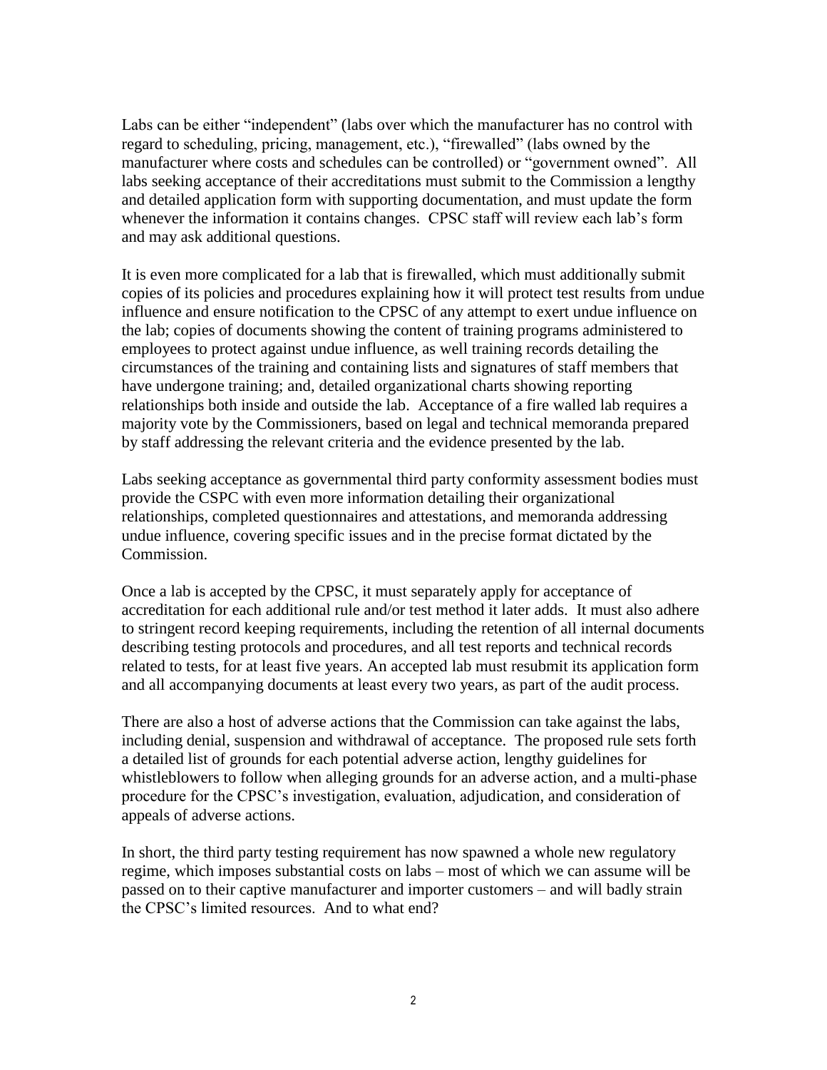Labs can be either "independent" (labs over which the manufacturer has no control with regard to scheduling, pricing, management, etc.), "firewalled" (labs owned by the manufacturer where costs and schedules can be controlled) or "government owned". All labs seeking acceptance of their accreditations must submit to the Commission a lengthy and detailed application form with supporting documentation, and must update the form whenever the information it contains changes. CPSC staff will review each lab's form and may ask additional questions.

It is even more complicated for a lab that is firewalled, which must additionally submit copies of its policies and procedures explaining how it will protect test results from undue influence and ensure notification to the CPSC of any attempt to exert undue influence on the lab; copies of documents showing the content of training programs administered to employees to protect against undue influence, as well training records detailing the circumstances of the training and containing lists and signatures of staff members that have undergone training; and, detailed organizational charts showing reporting relationships both inside and outside the lab. Acceptance of a fire walled lab requires a majority vote by the Commissioners, based on legal and technical memoranda prepared by staff addressing the relevant criteria and the evidence presented by the lab.

Labs seeking acceptance as governmental third party conformity assessment bodies must provide the CSPC with even more information detailing their organizational relationships, completed questionnaires and attestations, and memoranda addressing undue influence, covering specific issues and in the precise format dictated by the Commission.

Once a lab is accepted by the CPSC, it must separately apply for acceptance of accreditation for each additional rule and/or test method it later adds. It must also adhere to stringent record keeping requirements, including the retention of all internal documents describing testing protocols and procedures, and all test reports and technical records related to tests, for at least five years. An accepted lab must resubmit its application form and all accompanying documents at least every two years, as part of the audit process.

There are also a host of adverse actions that the Commission can take against the labs, including denial, suspension and withdrawal of acceptance. The proposed rule sets forth a detailed list of grounds for each potential adverse action, lengthy guidelines for whistleblowers to follow when alleging grounds for an adverse action, and a multi-phase procedure for the CPSC's investigation, evaluation, adjudication, and consideration of appeals of adverse actions.

In short, the third party testing requirement has now spawned a whole new regulatory regime, which imposes substantial costs on labs – most of which we can assume will be passed on to their captive manufacturer and importer customers – and will badly strain the CPSC's limited resources. And to what end?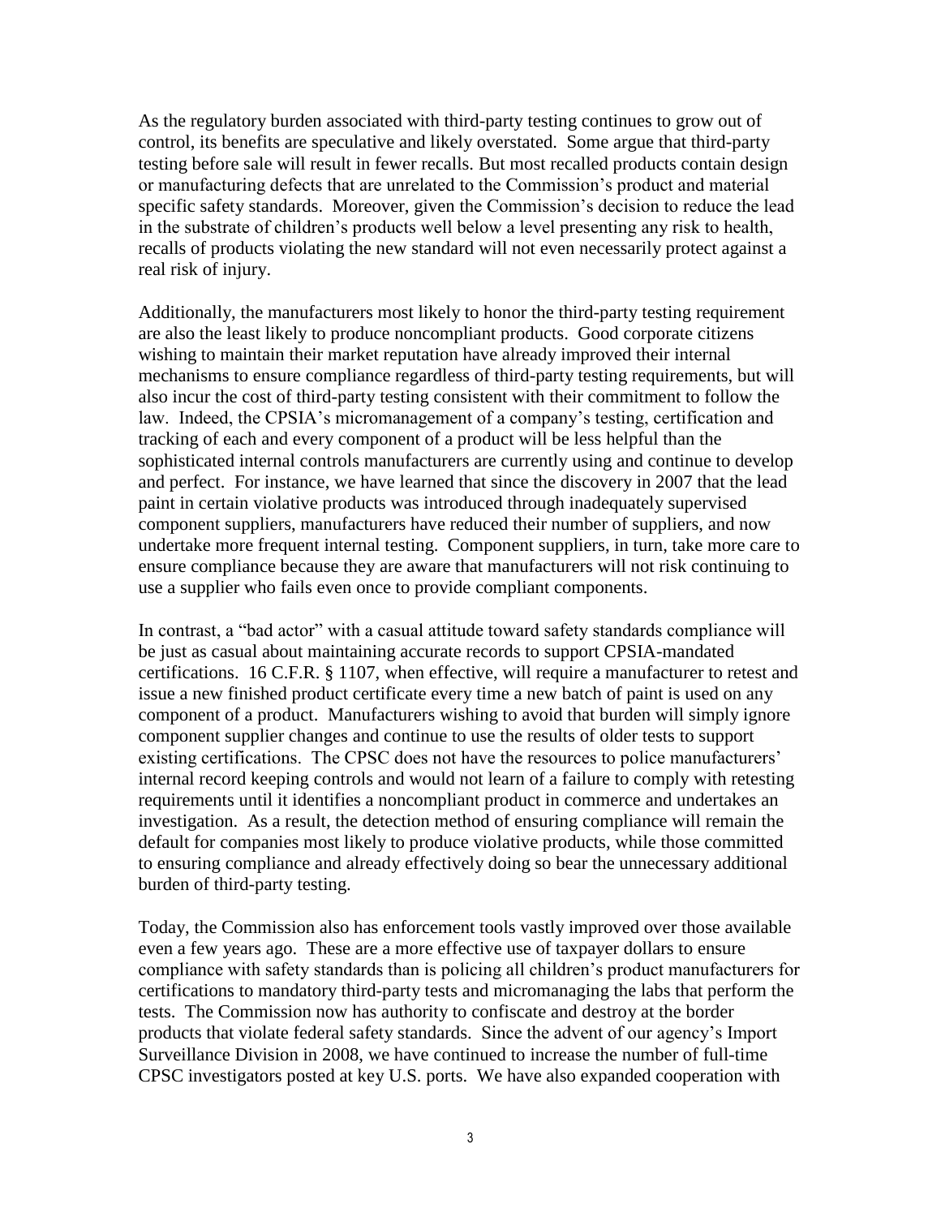As the regulatory burden associated with third-party testing continues to grow out of control, its benefits are speculative and likely overstated. Some argue that third-party testing before sale will result in fewer recalls. But most recalled products contain design or manufacturing defects that are unrelated to the Commission's product and material specific safety standards. Moreover, given the Commission's decision to reduce the lead in the substrate of children's products well below a level presenting any risk to health, recalls of products violating the new standard will not even necessarily protect against a real risk of injury.

Additionally, the manufacturers most likely to honor the third-party testing requirement are also the least likely to produce noncompliant products. Good corporate citizens wishing to maintain their market reputation have already improved their internal mechanisms to ensure compliance regardless of third-party testing requirements, but will also incur the cost of third-party testing consistent with their commitment to follow the law. Indeed, the CPSIA's micromanagement of a company's testing, certification and tracking of each and every component of a product will be less helpful than the sophisticated internal controls manufacturers are currently using and continue to develop and perfect. For instance, we have learned that since the discovery in 2007 that the lead paint in certain violative products was introduced through inadequately supervised component suppliers, manufacturers have reduced their number of suppliers, and now undertake more frequent internal testing. Component suppliers, in turn, take more care to ensure compliance because they are aware that manufacturers will not risk continuing to use a supplier who fails even once to provide compliant components.

In contrast, a "bad actor" with a casual attitude toward safety standards compliance will be just as casual about maintaining accurate records to support CPSIA-mandated certifications. 16 C.F.R. § 1107, when effective, will require a manufacturer to retest and issue a new finished product certificate every time a new batch of paint is used on any component of a product. Manufacturers wishing to avoid that burden will simply ignore component supplier changes and continue to use the results of older tests to support existing certifications. The CPSC does not have the resources to police manufacturers' internal record keeping controls and would not learn of a failure to comply with retesting requirements until it identifies a noncompliant product in commerce and undertakes an investigation. As a result, the detection method of ensuring compliance will remain the default for companies most likely to produce violative products, while those committed to ensuring compliance and already effectively doing so bear the unnecessary additional burden of third-party testing.

Today, the Commission also has enforcement tools vastly improved over those available even a few years ago. These are a more effective use of taxpayer dollars to ensure compliance with safety standards than is policing all children's product manufacturers for certifications to mandatory third-party tests and micromanaging the labs that perform the tests. The Commission now has authority to confiscate and destroy at the border products that violate federal safety standards. Since the advent of our agency's Import Surveillance Division in 2008, we have continued to increase the number of full-time CPSC investigators posted at key U.S. ports. We have also expanded cooperation with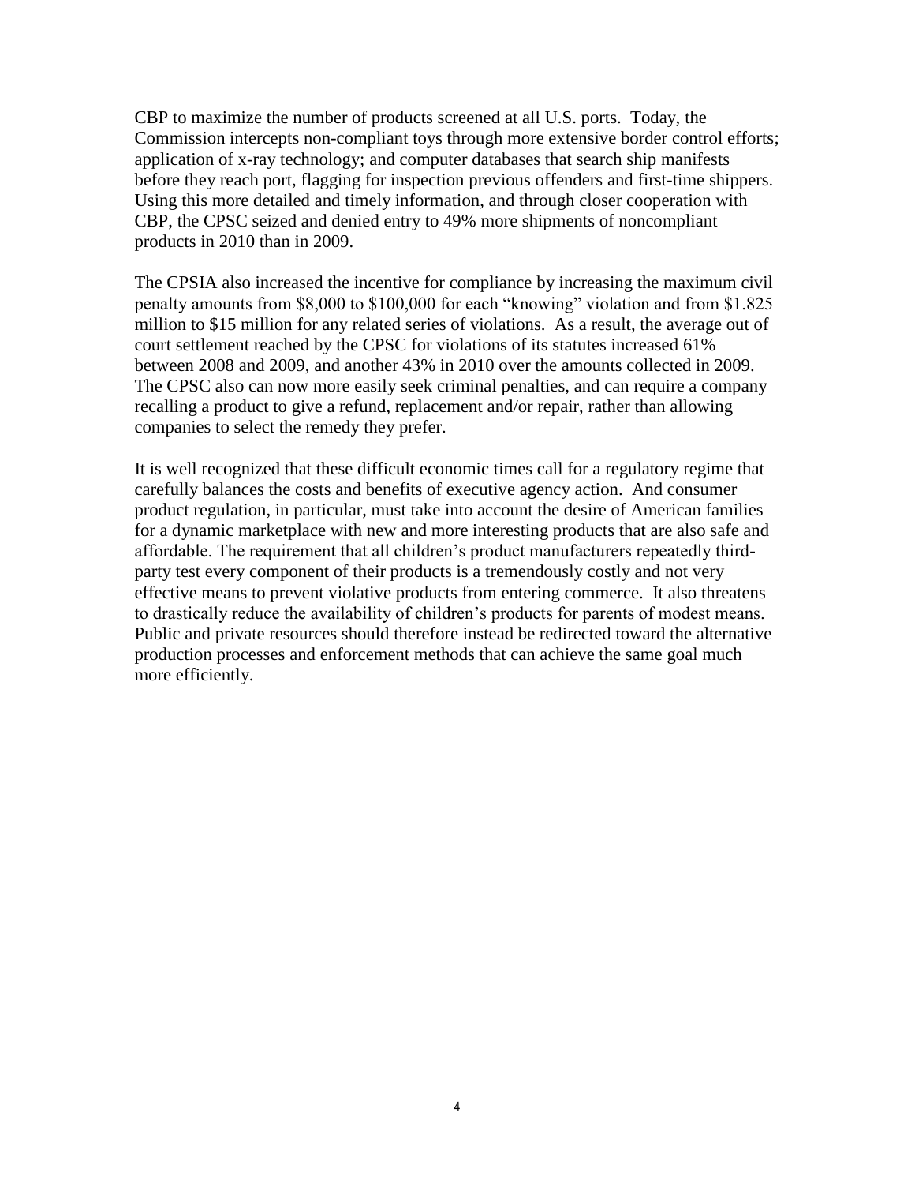CBP to maximize the number of products screened at all U.S. ports. Today, the Commission intercepts non-compliant toys through more extensive border control efforts; application of x-ray technology; and computer databases that search ship manifests before they reach port, flagging for inspection previous offenders and first-time shippers. Using this more detailed and timely information, and through closer cooperation with CBP, the CPSC seized and denied entry to 49% more shipments of noncompliant products in 2010 than in 2009.

The CPSIA also increased the incentive for compliance by increasing the maximum civil penalty amounts from $8,000 to $100,000 for each "knowing" violation and from $1.825 million to $15 million for any related series of violations. As a result, the average out of court settlement reached by the CPSC for violations of its statutes increased 61% between 2008 and 2009, and another 43% in 2010 over the amounts collected in 2009. The CPSC also can now more easily seek criminal penalties, and can require a company recalling a product to give a refund, replacement and/or repair, rather than allowing companies to select the remedy they prefer.

It is well recognized that these difficult economic times call for a regulatory regime that carefully balances the costs and benefits of executive agency action. And consumer product regulation, in particular, must take into account the desire of American families for a dynamic marketplace with new and more interesting products that are also safe and affordable. The requirement that all children's product manufacturers repeatedly third-party test every component of their products is a tremendously costly and not very effective means to prevent violative products from entering commerce. It also threatens to drastically reduce the availability of children's products for parents of modest means. Public and private resources should therefore instead be redirected toward the alternative production processes and enforcement methods that can achieve the same goal much more efficiently.